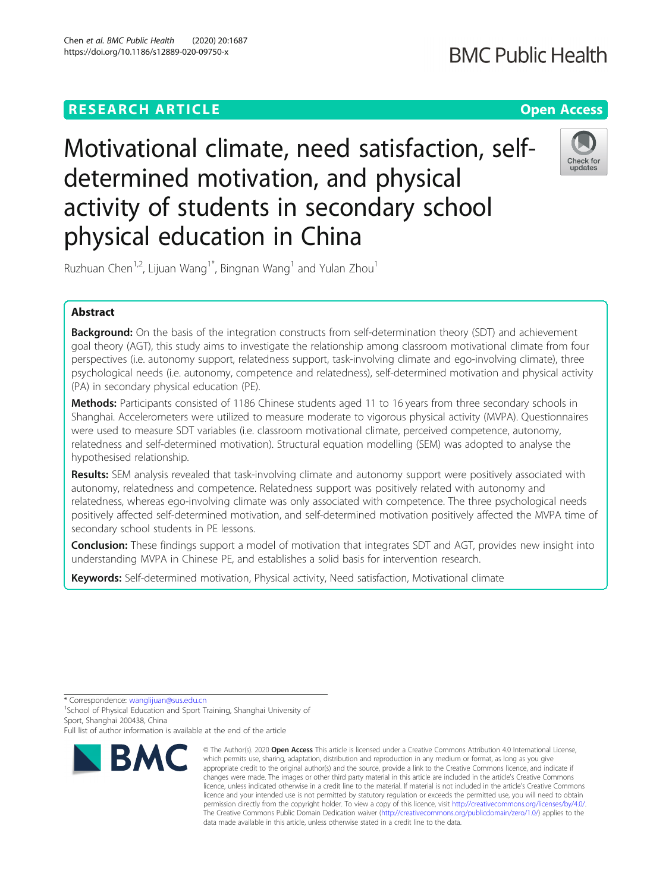RESEARCH ARTICLE

Open Access

# Motivational climate, need satisfaction, self-determined motivation, and physical activity of students in secondary school physical education in China

Ruzhuan Chen[1,2], Lijuan Wang[1*], Bingnan Wang[1] and Yulan Zhou[1]

## Abstract

**Background:** On the basis of the integration constructs from self-determination theory (SDT) and achievement goal theory (AGT), this study aims to investigate the relationship among classroom motivational climate from four perspectives (i.e. autonomy support, relatedness support, task-involving climate and ego-involving climate), three psychological needs (i.e. autonomy, competence and relatedness), self-determined motivation and physical activity (PA) in secondary physical education (PE).

**Methods:** Participants consisted of 1186 Chinese students aged 11 to 16 years from three secondary schools in Shanghai. Accelerometers were utilized to measure moderate to vigorous physical activity (MVPA). Questionnaires were used to measure SDT variables (i.e. classroom motivational climate, perceived competence, autonomy, relatedness and self-determined motivation). Structural equation modelling (SEM) was adopted to analyse the hypothesised relationship.

**Results:** SEM analysis revealed that task-involving climate and autonomy support were positively associated with autonomy, relatedness and competence. Relatedness support was positively related with autonomy and relatedness, whereas ego-involving climate was only associated with competence. The three psychological needs positively affected self-determined motivation, and self-determined motivation positively affected the MVPA time of secondary school students in PE lessons.

**Conclusion:** These findings support a model of motivation that integrates SDT and AGT, provides new insight into understanding MVPA in Chinese PE, and establishes a solid basis for intervention research.

**Keywords:** Self-determined motivation, Physical activity, Need satisfaction, Motivational climate

* Correspondence: wanglijuan@sus.edu.cn
[1]School of Physical Education and Sport Training, Shanghai University of Sport, Shanghai 200438, China
Full list of author information is available at the end of the article

© The Author(s). 2020 **Open Access** This article is licensed under a Creative Commons Attribution 4.0 International License, which permits use, sharing, adaptation, distribution and reproduction in any medium or format, as long as you give appropriate credit to the original author(s) and the source, provide a link to the Creative Commons licence, and indicate if changes were made. The images or other third party material in this article are included in the article's Creative Commons licence, unless indicated otherwise in a credit line to the material. If material is not included in the article's Creative Commons licence and your intended use is not permitted by statutory regulation or exceeds the permitted use, you will need to obtain permission directly from the copyright holder. To view a copy of this licence, visit http://creativecommons.org/licenses/by/4.0/. The Creative Commons Public Domain Dedication waiver (http://creativecommons.org/publicdomain/zero/1.0/) applies to the data made available in this article, unless otherwise stated in a credit line to the data.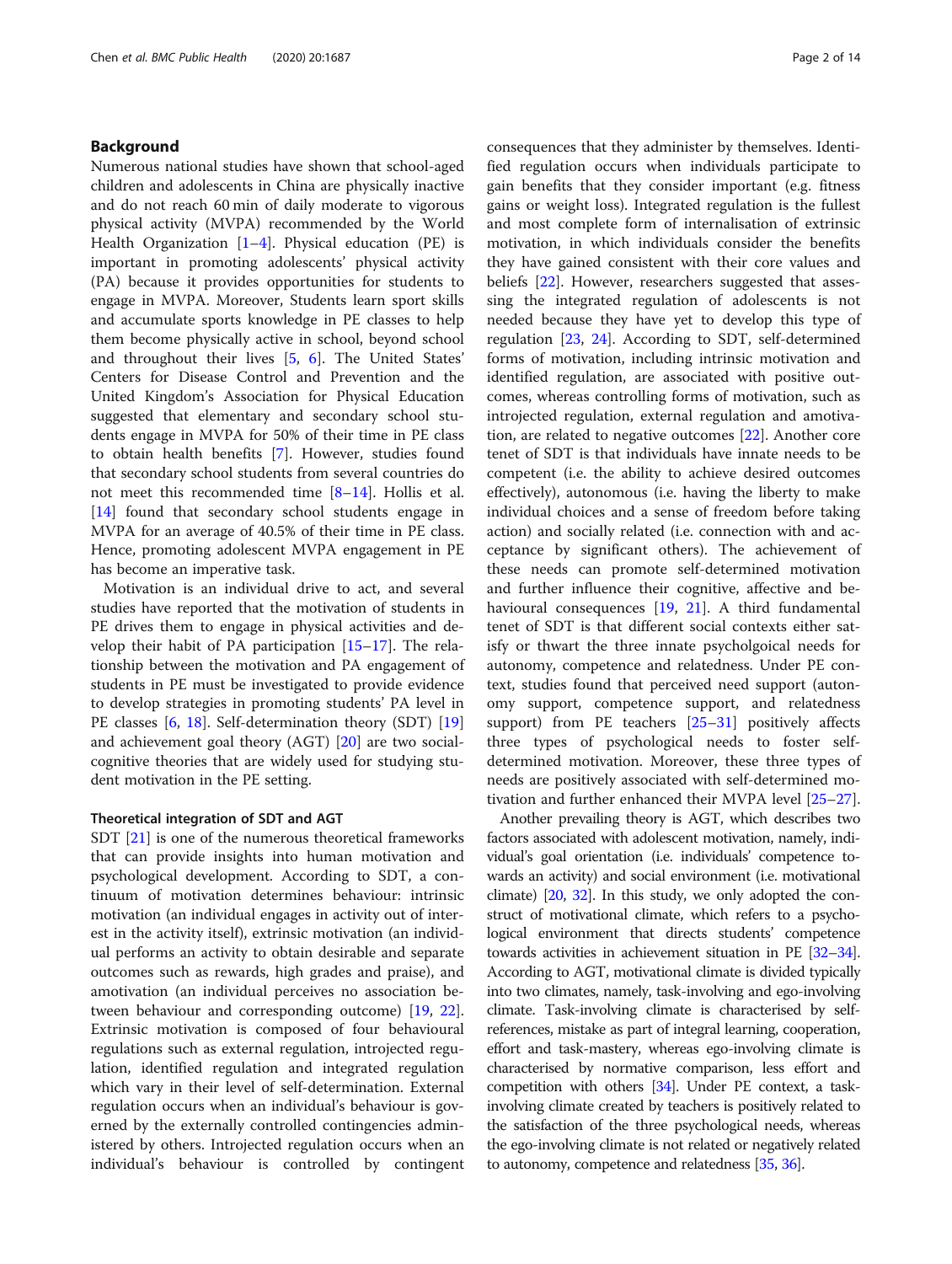## Background

Numerous national studies have shown that school-aged children and adolescents in China are physically inactive and do not reach 60 min of daily moderate to vigorous physical activity (MVPA) recommended by the World Health Organization [1–4]. Physical education (PE) is important in promoting adolescents' physical activity (PA) because it provides opportunities for students to engage in MVPA. Moreover, Students learn sport skills and accumulate sports knowledge in PE classes to help them become physically active in school, beyond school and throughout their lives [5, 6]. The United States' Centers for Disease Control and Prevention and the United Kingdom's Association for Physical Education suggested that elementary and secondary school students engage in MVPA for 50% of their time in PE class to obtain health benefits [7]. However, studies found that secondary school students from several countries do not meet this recommended time [8–14]. Hollis et al. [14] found that secondary school students engage in MVPA for an average of 40.5% of their time in PE class. Hence, promoting adolescent MVPA engagement in PE has become an imperative task.

Motivation is an individual drive to act, and several studies have reported that the motivation of students in PE drives them to engage in physical activities and develop their habit of PA participation [15–17]. The relationship between the motivation and PA engagement of students in PE must be investigated to provide evidence to develop strategies in promoting students' PA level in PE classes [6, 18]. Self-determination theory (SDT) [19] and achievement goal theory (AGT) [20] are two social-cognitive theories that are widely used for studying student motivation in the PE setting.

### Theoretical integration of SDT and AGT

SDT [21] is one of the numerous theoretical frameworks that can provide insights into human motivation and psychological development. According to SDT, a continuum of motivation determines behaviour: intrinsic motivation (an individual engages in activity out of interest in the activity itself), extrinsic motivation (an individual performs an activity to obtain desirable and separate outcomes such as rewards, high grades and praise), and amotivation (an individual perceives no association between behaviour and corresponding outcome) [19, 22]. Extrinsic motivation is composed of four behavioural regulations such as external regulation, introjected regulation, identified regulation and integrated regulation which vary in their level of self-determination. External regulation occurs when an individual's behaviour is governed by the externally controlled contingencies administered by others. Introjected regulation occurs when an individual's behaviour is controlled by contingent consequences that they administer by themselves. Identified regulation occurs when individuals participate to gain benefits that they consider important (e.g. fitness gains or weight loss). Integrated regulation is the fullest and most complete form of internalisation of extrinsic motivation, in which individuals consider the benefits they have gained consistent with their core values and beliefs [22]. However, researchers suggested that assessing the integrated regulation of adolescents is not needed because they have yet to develop this type of regulation [23, 24]. According to SDT, self-determined forms of motivation, including intrinsic motivation and identified regulation, are associated with positive outcomes, whereas controlling forms of motivation, such as introjected regulation, external regulation and amotivation, are related to negative outcomes [22]. Another core tenet of SDT is that individuals have innate needs to be competent (i.e. the ability to achieve desired outcomes effectively), autonomous (i.e. having the liberty to make individual choices and a sense of freedom before taking action) and socially related (i.e. connection with and acceptance by significant others). The achievement of these needs can promote self-determined motivation and further influence their cognitive, affective and behavioural consequences [19, 21]. A third fundamental tenet of SDT is that different social contexts either satisfy or thwart the three innate psycholgoical needs for autonomy, competence and relatedness. Under PE context, studies found that perceived need support (autonomy support, competence support, and relatedness support) from PE teachers [25–31] positively affects three types of psychological needs to foster self-determined motivation. Moreover, these three types of needs are positively associated with self-determined motivation and further enhanced their MVPA level [25–27].

Another prevailing theory is AGT, which describes two factors associated with adolescent motivation, namely, individual's goal orientation (i.e. individuals' competence towards an activity) and social environment (i.e. motivational climate) [20, 32]. In this study, we only adopted the construct of motivational climate, which refers to a psychological environment that directs students' competence towards activities in achievement situation in PE [32–34]. According to AGT, motivational climate is divided typically into two climates, namely, task-involving and ego-involving climate. Task-involving climate is characterised by self-references, mistake as part of integral learning, cooperation, effort and task-mastery, whereas ego-involving climate is characterised by normative comparison, less effort and competition with others [34]. Under PE context, a task-involving climate created by teachers is positively related to the satisfaction of the three psychological needs, whereas the ego-involving climate is not related or negatively related to autonomy, competence and relatedness [35, 36].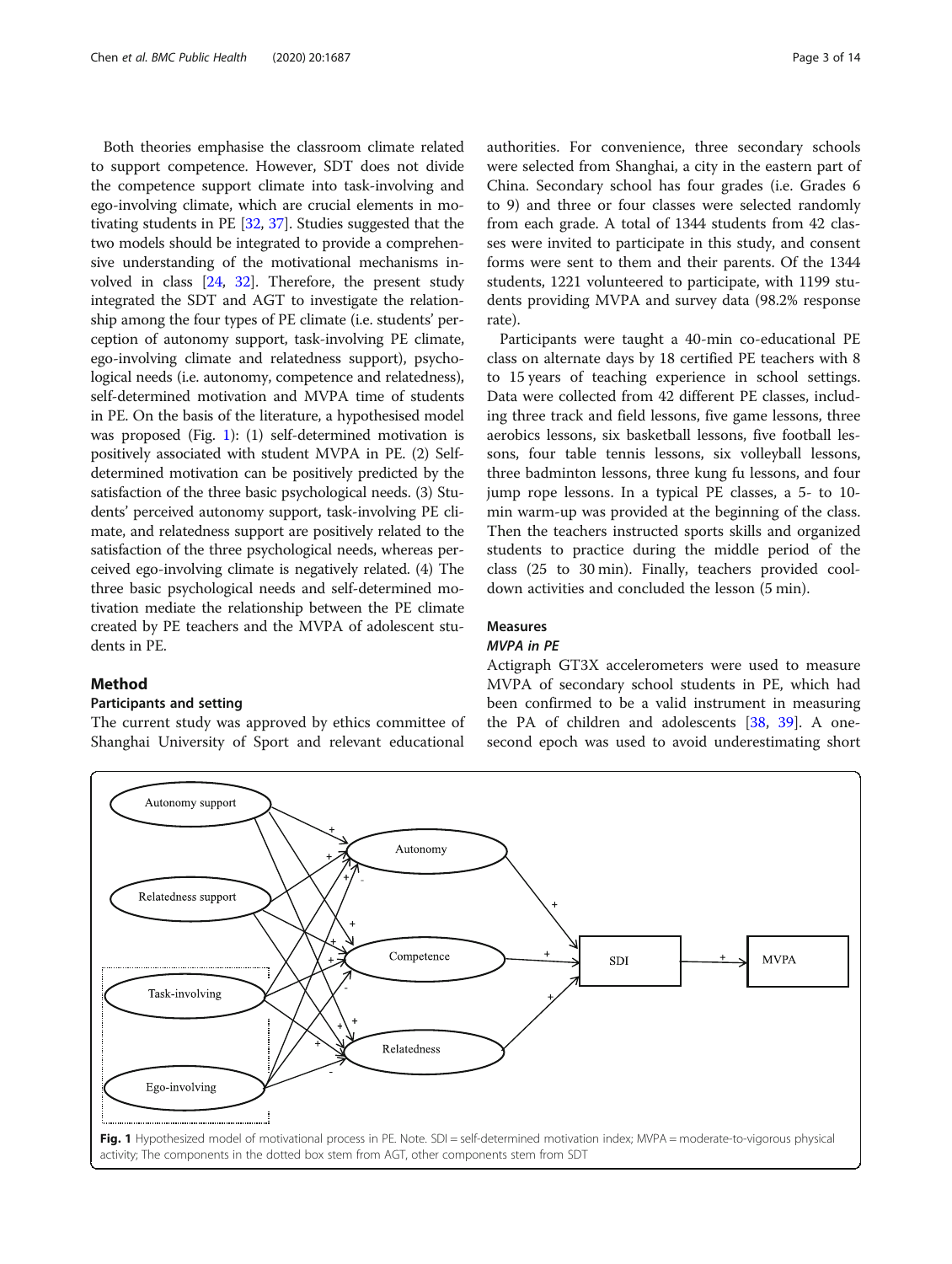Both theories emphasise the classroom climate related to support competence. However, SDT does not divide the competence support climate into task-involving and ego-involving climate, which are crucial elements in motivating students in PE [32, 37]. Studies suggested that the two models should be integrated to provide a comprehensive understanding of the motivational mechanisms involved in class [24, 32]. Therefore, the present study integrated the SDT and AGT to investigate the relationship among the four types of PE climate (i.e. students' perception of autonomy support, task-involving PE climate, ego-involving climate and relatedness support), psychological needs (i.e. autonomy, competence and relatedness), self-determined motivation and MVPA time of students in PE. On the basis of the literature, a hypothesised model was proposed (Fig. 1): (1) self-determined motivation is positively associated with student MVPA in PE. (2) Self-determined motivation can be positively predicted by the satisfaction of the three basic psychological needs. (3) Students' perceived autonomy support, task-involving PE climate, and relatedness support are positively related to the satisfaction of the three psychological needs, whereas perceived ego-involving climate is negatively related. (4) The three basic psychological needs and self-determined motivation mediate the relationship between the PE climate created by PE teachers and the MVPA of adolescent students in PE.

## Method

### Participants and setting

The current study was approved by ethics committee of Shanghai University of Sport and relevant educational authorities. For convenience, three secondary schools were selected from Shanghai, a city in the eastern part of China. Secondary school has four grades (i.e. Grades 6 to 9) and three or four classes were selected randomly from each grade. A total of 1344 students from 42 classes were invited to participate in this study, and consent forms were sent to them and their parents. Of the 1344 students, 1221 volunteered to participate, with 1199 students providing MVPA and survey data (98.2% response rate).

Participants were taught a 40-min co-educational PE class on alternate days by 18 certified PE teachers with 8 to 15 years of teaching experience in school settings. Data were collected from 42 different PE classes, including three track and field lessons, five game lessons, three aerobics lessons, six basketball lessons, five football lessons, four table tennis lessons, six volleyball lessons, three badminton lessons, three kung fu lessons, and four jump rope lessons. In a typical PE classes, a 5- to 10-min warm-up was provided at the beginning of the class. Then the teachers instructed sports skills and organized students to practice during the middle period of the class (25 to 30 min). Finally, teachers provided cool-down activities and concluded the lesson (5 min).

### Measures

#### *MVPA in PE*

Actigraph GT3X accelerometers were used to measure MVPA of secondary school students in PE, which had been confirmed to be a valid instrument in measuring the PA of children and adolescents [38, 39]. A one-second epoch was used to avoid underestimating short

**Fig. 1** Hypothesized model of motivational process in PE. Note. SDI = self-determined motivation index; MVPA = moderate-to-vigorous physical activity; The components in the dotted box stem from AGT, other components stem from SDT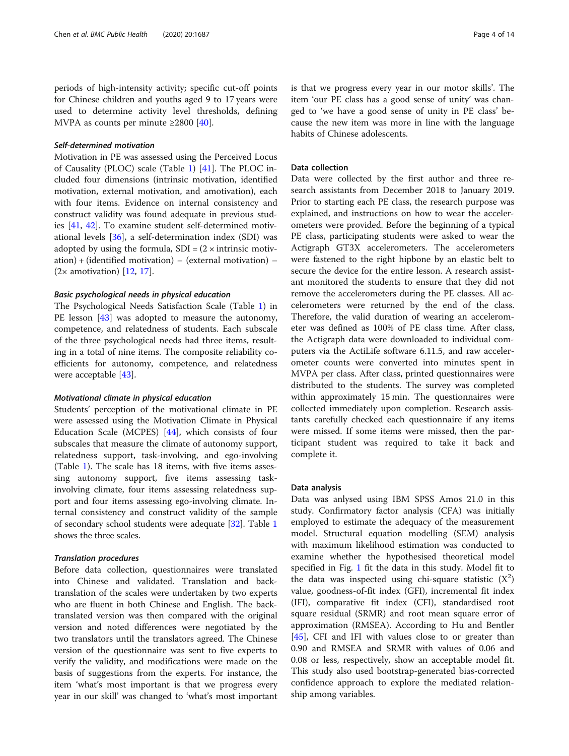periods of high-intensity activity; specific cut-off points for Chinese children and youths aged 9 to 17 years were used to determine activity level thresholds, defining MVPA as counts per minute ≥2800 [40].

#### *Self-determined motivation*

Motivation in PE was assessed using the Perceived Locus of Causality (PLOC) scale (Table 1) [41]. The PLOC included four dimensions (intrinsic motivation, identified motivation, external motivation, and amotivation), each with four items. Evidence on internal consistency and construct validity was found adequate in previous studies [41, 42]. To examine student self-determined motivational levels [36], a self-determination index (SDI) was adopted by using the formula, SDI = (2 × intrinsic motivation) + (identified motivation) − (external motivation) − (2× amotivation) [12, 17].

#### *Basic psychological needs in physical education*

The Psychological Needs Satisfaction Scale (Table 1) in PE lesson [43] was adopted to measure the autonomy, competence, and relatedness of students. Each subscale of the three psychological needs had three items, resulting in a total of nine items. The composite reliability coefficients for autonomy, competence, and relatedness were acceptable [43].

#### *Motivational climate in physical education*

Students' perception of the motivational climate in PE were assessed using the Motivation Climate in Physical Education Scale (MCPES) [44], which consists of four subscales that measure the climate of autonomy support, relatedness support, task-involving, and ego-involving (Table 1). The scale has 18 items, with five items assessing autonomy support, five items assessing task-involving climate, four items assessing relatedness support and four items assessing ego-involving climate. Internal consistency and construct validity of the sample of secondary school students were adequate [32]. Table 1 shows the three scales.

#### *Translation procedures*

Before data collection, questionnaires were translated into Chinese and validated. Translation and back-translation of the scales were undertaken by two experts who are fluent in both Chinese and English. The back-translated version was then compared with the original version and noted differences were negotiated by the two translators until the translators agreed. The Chinese version of the questionnaire was sent to five experts to verify the validity, and modifications were made on the basis of suggestions from the experts. For instance, the item 'what's most important is that we progress every year in our skill' was changed to 'what's most important is that we progress every year in our motor skills'. The item 'our PE class has a good sense of unity' was changed to 'we have a good sense of unity in PE class' because the new item was more in line with the language habits of Chinese adolescents.

### Data collection

Data were collected by the first author and three research assistants from December 2018 to January 2019. Prior to starting each PE class, the research purpose was explained, and instructions on how to wear the accelerometers were provided. Before the beginning of a typical PE class, participating students were asked to wear the Actigraph GT3X accelerometers. The accelerometers were fastened to the right hipbone by an elastic belt to secure the device for the entire lesson. A research assistant monitored the students to ensure that they did not remove the accelerometers during the PE classes. All accelerometers were returned by the end of the class. Therefore, the valid duration of wearing an accelerometer was defined as 100% of PE class time. After class, the Actigraph data were downloaded to individual computers via the ActiLife software 6.11.5, and raw accelerometer counts were converted into minutes spent in MVPA per class. After class, printed questionnaires were distributed to the students. The survey was completed within approximately 15 min. The questionnaires were collected immediately upon completion. Research assistants carefully checked each questionnaire if any items were missed. If some items were missed, then the participant student was required to take it back and complete it.

### Data analysis

Data was anlysed using IBM SPSS Amos 21.0 in this study. Confirmatory factor analysis (CFA) was initially employed to estimate the adequacy of the measurement model. Structural equation modelling (SEM) analysis with maximum likelihood estimation was conducted to examine whether the hypothesised theoretical model specified in Fig. 1 fit the data in this study. Model fit to the data was inspected using chi-square statistic ($X^2$) value, goodness-of-fit index (GFI), incremental fit index (IFI), comparative fit index (CFI), standardised root square residual (SRMR) and root mean square error of approximation (RMSEA). According to Hu and Bentler [45], CFI and IFI with values close to or greater than 0.90 and RMSEA and SRMR with values of 0.06 and 0.08 or less, respectively, show an acceptable model fit. This study also used bootstrap-generated bias-corrected confidence approach to explore the mediated relationship among variables.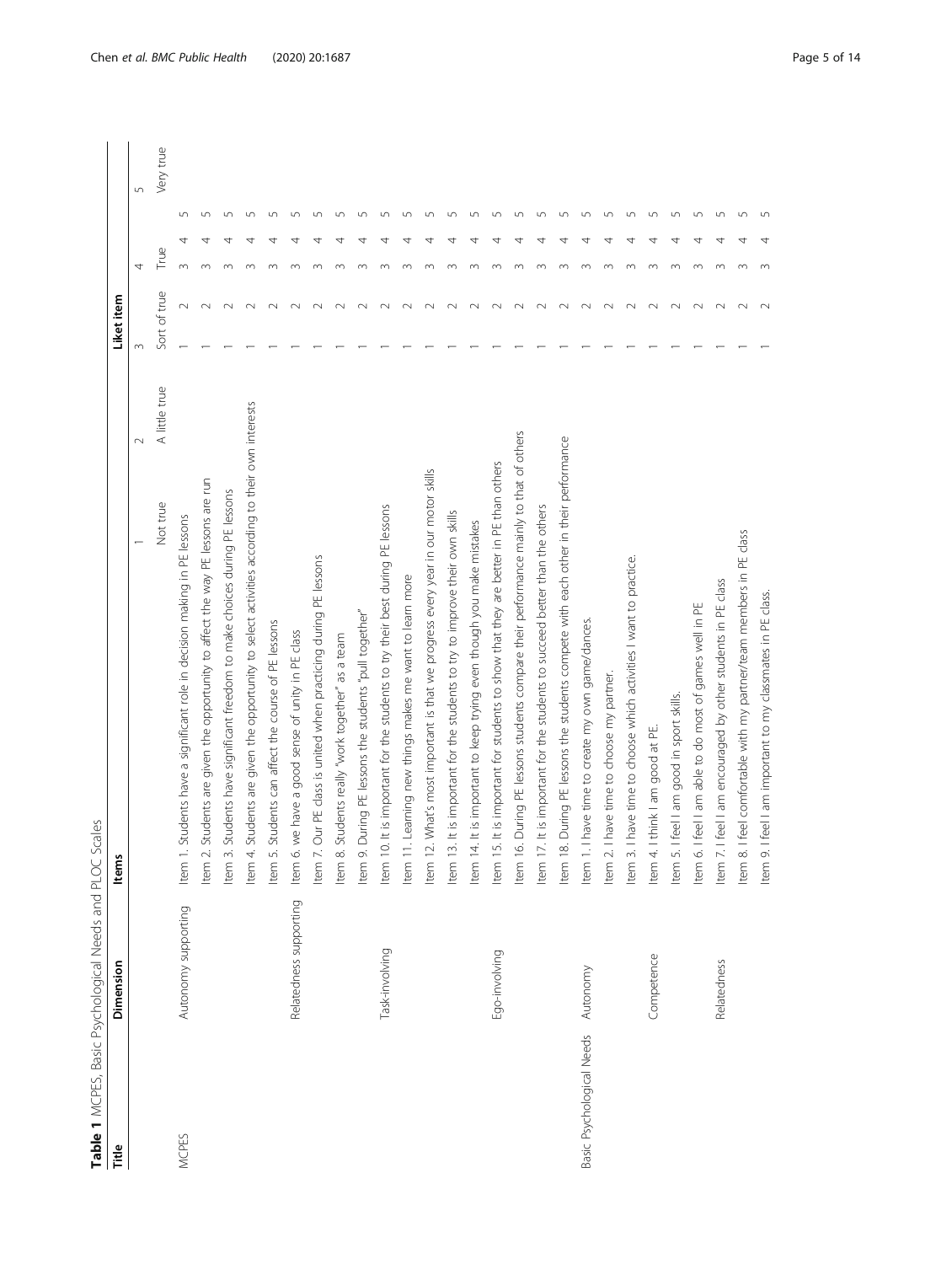**Table 1** MCPES, Basic Psychological Needs and PLOC Scales

| Title | Dimension | Items | Liket item | | | | |
|---|---|---|---|---|---|---|---|
| | | | 1 | 2 | 3 | 4 | 5 |
| | | | Not true | A little true | Sort of true | True | Very true |
| MCPES | Autonomy supporting | Item 1. Students have a significant role in decision making in PE lessons | 1 | 2 | 3 | 4 | 5 |
| | | Item 2. Students are given the opportunity to affect the way PE lessons are run | 1 | 2 | 3 | 4 | 5 |
| | | Item 3. Students have significant freedom to make choices during PE lessons | 1 | 2 | 3 | 4 | 5 |
| | | Item 4. Students are given the opportunity to select activities according to their own interests | 1 | 2 | 3 | 4 | 5 |
| | | Item 5. Students can affect the course of PE lessons | 1 | 2 | 3 | 4 | 5 |
| | Relatedness supporting | Item 6. we have a good sense of unity in PE class | 1 | 2 | 3 | 4 | 5 |
| | | Item 7. Our PE class is united when practicing during PE lessons | 1 | 2 | 3 | 4 | 5 |
| | | Item 8. Students really "work together" as a team | 1 | 2 | 3 | 4 | 5 |
| | | Item 9. During PE lessons the students "pull together" | 1 | 2 | 3 | 4 | 5 |
| | Task-involving | Item 10. It is important for the students to try their best during PE lessons | 1 | 2 | 3 | 4 | 5 |
| | | Item 11. Learning new things makes me want to learn more | 1 | 2 | 3 | 4 | 5 |
| | | Item 12. What's most important is that we progress every year in our motor skills | 1 | 2 | 3 | 4 | 5 |
| | | Item 13. It is important for the students to try to improve their own skills | 1 | 2 | 3 | 4 | 5 |
| | | Item 14. It is important to keep trying even though you make mistakes | 1 | 2 | 3 | 4 | 5 |
| | Ego-involving | Item 15. It is important for students to show that they are better in PE than others | 1 | 2 | 3 | 4 | 5 |
| | | Item 16. During PE lessons students compare their performance mainly to that of others | 1 | 2 | 3 | 4 | 5 |
| | | Item 17. It is important for the students to succeed better than the others | 1 | 2 | 3 | 4 | 5 |
| | | Item 18. During PE lessons the students compete with each other in their performance | 1 | 2 | 3 | 4 | 5 |
| Basic Psychological Needs | Autonomy | Item 1. I have time to create my own game/dances. | 1 | 2 | 3 | 4 | 5 |
| | | Item 2. I have time to choose my partner. | 1 | 2 | 3 | 4 | 5 |
| | | Item 3. I have time to choose which activities I want to practice. | 1 | 2 | 3 | 4 | 5 |
| | Competence | Item 4. I think I am good at PE. | 1 | 2 | 3 | 4 | 5 |
| | | Item 5. I feel I am good in sport skills. | 1 | 2 | 3 | 4 | 5 |
| | | Item 6. I feel I am able to do most of games well in PE | 1 | 2 | 3 | 4 | 5 |
| | Relatedness | Item 7. I feel I am encouraged by other students in PE class | 1 | 2 | 3 | 4 | 5 |
| | | Item 8. I feel comfortable with my partner/team members in PE class | 1 | 2 | 3 | 4 | 5 |
| | | Item 9. I feel I am important to my classmates in PE class. | 1 | 2 | 3 | 4 | 5 |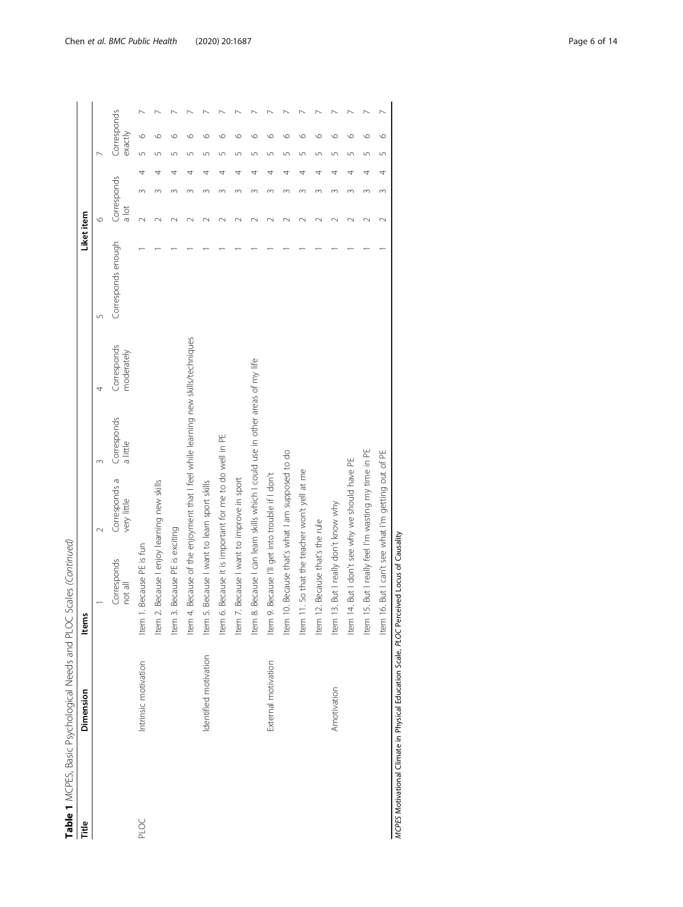**Table 1** MCPES, Basic Psychological Needs and PLOC Scales *(Continued)*

| Title | Dimension | Items | | | | | | | | | | |
|---|---|---|---|---|---|---|---|---|---|---|---|---|
| | | | | | | | **Liket item** | | | | | |
| | | 1 | 2 | 3 | 4 | 5 | 6 | | | 7 | | |
| | | Corresponds not all | Corresponds a very little | Corresponds a little | Corresponds moderately | Corresponds enough | Corresponds a lot | | | Corresponds exactly | | |
| PLOC | Intrinsic motivation | Item 1. Because PE is fun | | | | 1 | 2 | 3 | 4 | 5 | 6 | 7 |
| | | Item 2. Because I enjoy learning new skills | | | | 1 | 2 | 3 | 4 | 5 | 6 | 7 |
| | | Item 3. Because PE is exciting | | | | 1 | 2 | 3 | 4 | 5 | 6 | 7 |
| | | Item 4. Because of the enjoyment that I feel while learning new skills/techniques | | | | 1 | 2 | 3 | 4 | 5 | 6 | 7 |
| | Identified motivation | Item 5. Because I want to learn sport skills | | | | 1 | 2 | 3 | 4 | 5 | 6 | 7 |
| | | Item 6. Because it is important for me to do well in PE | | | | 1 | 2 | 3 | 4 | 5 | 6 | 7 |
| | | Item 7. Because I want to improve in sport | | | | 1 | 2 | 3 | 4 | 5 | 6 | 7 |
| | | Item 8. Because I can learn skills which I could use in other areas of my life | | | | 1 | 2 | 3 | 4 | 5 | 6 | 7 |
| | External motivation | Item 9. Because I'll get into trouble if I don't | | | | 1 | 2 | 3 | 4 | 5 | 6 | 7 |
| | | Item 10. Because that's what I am supposed to do | | | | 1 | 2 | 3 | 4 | 5 | 6 | 7 |
| | | Item 11. So that the teacher won't yell at me | | | | 1 | 2 | 3 | 4 | 5 | 6 | 7 |
| | | Item 12. Because that's the rule | | | | 1 | 2 | 3 | 4 | 5 | 6 | 7 |
| | Amotivation | Item 13. But I really don't know why | | | | 1 | 2 | 3 | 4 | 5 | 6 | 7 |
| | | Item 14. But I don't see why we should have PE | | | | 1 | 2 | 3 | 4 | 5 | 6 | 7 |
| | | Item 15. But I really feel I'm wasting my time in PE | | | | 1 | 2 | 3 | 4 | 5 | 6 | 7 |
| | | Item 16. But I can't see what I'm getting out of PE | | | | 1 | 2 | 3 | 4 | 5 | 6 | 7 |

*MCPES* Motivational Climate in Physical Education Scale, *PLOC* Perceived Locus of Causality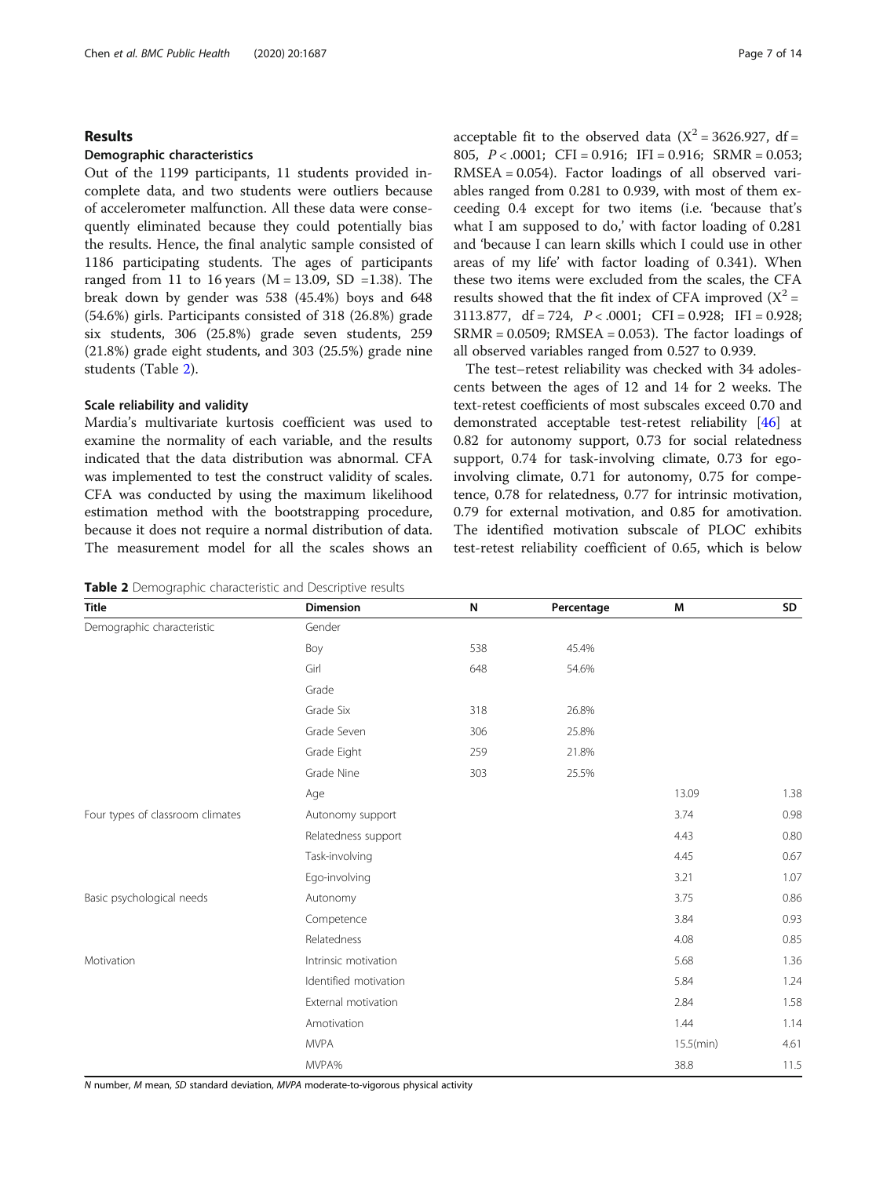## Results

### Demographic characteristics

Out of the 1199 participants, 11 students provided incomplete data, and two students were outliers because of accelerometer malfunction. All these data were consequently eliminated because they could potentially bias the results. Hence, the final analytic sample consisted of 1186 participating students. The ages of participants ranged from 11 to 16 years (M = 13.09, SD =1.38). The break down by gender was 538 (45.4%) boys and 648 (54.6%) girls. Participants consisted of 318 (26.8%) grade six students, 306 (25.8%) grade seven students, 259 (21.8%) grade eight students, and 303 (25.5%) grade nine students (Table 2).

### Scale reliability and validity

Mardia's multivariate kurtosis coefficient was used to examine the normality of each variable, and the results indicated that the data distribution was abnormal. CFA was implemented to test the construct validity of scales. CFA was conducted by using the maximum likelihood estimation method with the bootstrapping procedure, because it does not require a normal distribution of data. The measurement model for all the scales shows an acceptable fit to the observed data ($X^2$ = 3626.927, df = 805, $P < .0001$; CFI = 0.916; IFI = 0.916; SRMR = 0.053; RMSEA = 0.054). Factor loadings of all observed variables ranged from 0.281 to 0.939, with most of them exceeding 0.4 except for two items (i.e. 'because that's what I am supposed to do,' with factor loading of 0.281 and 'because I can learn skills which I could use in other areas of my life' with factor loading of 0.341). When these two items were excluded from the scales, the CFA results showed that the fit index of CFA improved ($X^2$ = 3113.877, df = 724, $P < .0001$; CFI = 0.928; IFI = 0.928; SRMR = 0.0509; RMSEA = 0.053). The factor loadings of all observed variables ranged from 0.527 to 0.939.

The test–retest reliability was checked with 34 adolescents between the ages of 12 and 14 for 2 weeks. The text-retest coefficients of most subscales exceed 0.70 and demonstrated acceptable test-retest reliability [46] at 0.82 for autonomy support, 0.73 for social relatedness support, 0.74 for task-involving climate, 0.73 for ego-involving climate, 0.71 for autonomy, 0.75 for competence, 0.78 for relatedness, 0.77 for intrinsic motivation, 0.79 for external motivation, and 0.85 for amotivation. The identified motivation subscale of PLOC exhibits test-retest reliability coefficient of 0.65, which is below

**Table 2** Demographic characteristic and Descriptive results

| Title | Dimension | N | Percentage | M | SD |
|---|---|---|---|---|---|
| Demographic characteristic | Gender | | | | |
| | Boy | 538 | 45.4% | | |
| | Girl | 648 | 54.6% | | |
| | Grade | | | | |
| | Grade Six | 318 | 26.8% | | |
| | Grade Seven | 306 | 25.8% | | |
| | Grade Eight | 259 | 21.8% | | |
| | Grade Nine | 303 | 25.5% | | |
| | Age | | | 13.09 | 1.38 |
| Four types of classroom climates | Autonomy support | | | 3.74 | 0.98 |
| | Relatedness support | | | 4.43 | 0.80 |
| | Task-involving | | | 4.45 | 0.67 |
| | Ego-involving | | | 3.21 | 1.07 |
| Basic psychological needs | Autonomy | | | 3.75 | 0.86 |
| | Competence | | | 3.84 | 0.93 |
| | Relatedness | | | 4.08 | 0.85 |
| Motivation | Intrinsic motivation | | | 5.68 | 1.36 |
| | Identified motivation | | | 5.84 | 1.24 |
| | External motivation | | | 2.84 | 1.58 |
| | Amotivation | | | 1.44 | 1.14 |
| | MVPA | | | 15.5(min) | 4.61 |
| | MVPA% | | | 38.8 | 11.5 |

*N* number, *M* mean, *SD* standard deviation, *MVPA* moderate-to-vigorous physical activity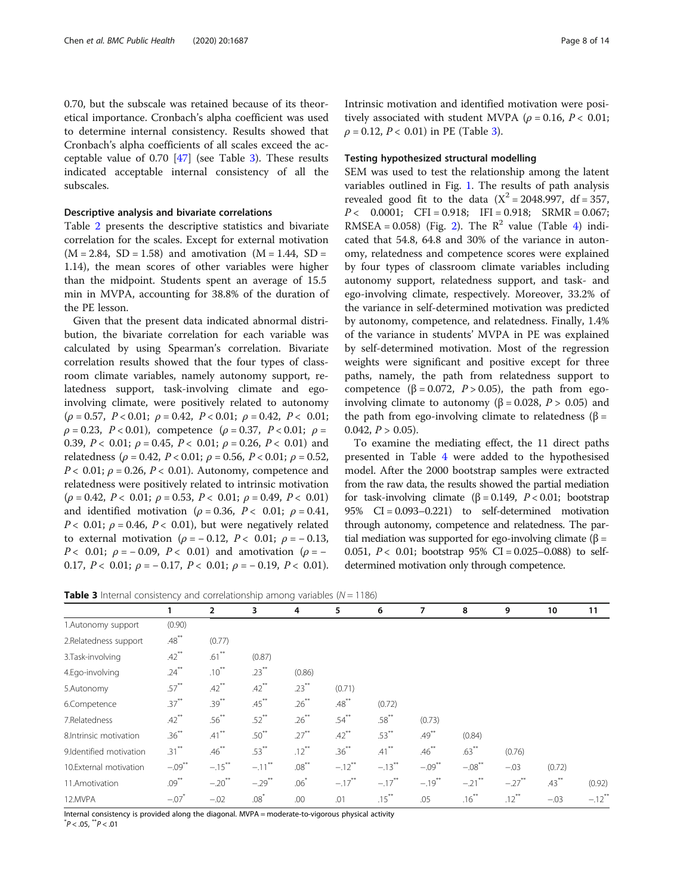0.70, but the subscale was retained because of its theoretical importance. Cronbach's alpha coefficient was used to determine internal consistency. Results showed that Cronbach's alpha coefficients of all scales exceed the acceptable value of 0.70 [47] (see Table 3). These results indicated acceptable internal consistency of all the subscales.

### Descriptive analysis and bivariate correlations

Table 2 presents the descriptive statistics and bivariate correlation for the scales. Except for external motivation (M = 2.84, SD = 1.58) and amotivation (M = 1.44, SD = 1.14), the mean scores of other variables were higher than the midpoint. Students spent an average of 15.5 min in MVPA, accounting for 38.8% of the duration of the PE lesson.

Given that the present data indicated abnormal distribution, the bivariate correlation for each variable was calculated by using Spearman's correlation. Bivariate correlation results showed that the four types of classroom climate variables, namely autonomy support, relatedness support, task-involving climate and ego-involving climate, were positively related to autonomy ($\rho = 0.57$, $P < 0.01$; $\rho = 0.42$, $P < 0.01$; $\rho = 0.42$, $P < 0.01$; $\rho = 0.23$, $P < 0.01$), competence ($\rho = 0.37$, $P < 0.01$; $\rho = 0.39$, $P < 0.01$; $\rho = 0.45$, $P < 0.01$; $\rho = 0.26$, $P < 0.01$) and relatedness ($\rho = 0.42$, $P < 0.01$; $\rho = 0.56$, $P < 0.01$; $\rho = 0.52$, $P < 0.01$; $\rho = 0.26$, $P < 0.01$). Autonomy, competence and relatedness were positively related to intrinsic motivation ($\rho = 0.42$, $P < 0.01$; $\rho = 0.53$, $P < 0.01$; $\rho = 0.49$, $P < 0.01$) and identified motivation ($\rho = 0.36$, $P < 0.01$; $\rho = 0.41$, $P < 0.01$; $\rho = 0.46$, $P < 0.01$), but were negatively related to external motivation ($\rho = -0.12$, $P < 0.01$; $\rho = -0.13$, $P < 0.01$; $\rho = -0.09$, $P < 0.01$) and amotivation ($\rho = -0.17$, $P < 0.01$; $\rho = -0.17$, $P < 0.01$; $\rho = -0.19$, $P < 0.01$). Intrinsic motivation and identified motivation were positively associated with student MVPA ($\rho = 0.16$, $P < 0.01$; $\rho = 0.12$, $P < 0.01$) in PE (Table 3).

### Testing hypothesized structural modelling

SEM was used to test the relationship among the latent variables outlined in Fig. 1. The results of path analysis revealed good fit to the data ($X^2 = 2048.997$, df = 357, $P < 0.0001$; CFI = 0.918; IFI = 0.918; SRMR = 0.067; RMSEA = 0.058) (Fig. 2). The $R^2$ value (Table 4) indicated that 54.8, 64.8 and 30% of the variance in autonomy, relatedness and competence scores were explained by four types of classroom climate variables including autonomy support, relatedness support, and task- and ego-involving climate, respectively. Moreover, 33.2% of the variance in self-determined motivation was predicted by autonomy, competence, and relatedness. Finally, 1.4% of the variance in students' MVPA in PE was explained by self-determined motivation. Most of the regression weights were significant and positive except for three paths, namely, the path from relatedness support to competence ($\beta = 0.072$, $P > 0.05$), the path from ego-involving climate to autonomy ($\beta = 0.028$, $P > 0.05$) and the path from ego-involving climate to relatedness ($\beta = 0.042$, $P > 0.05$).

To examine the mediating effect, the 11 direct paths presented in Table 4 were added to the hypothesised model. After the 2000 bootstrap samples were extracted from the raw data, the results showed the partial mediation for task-involving climate ($\beta = 0.149$, $P < 0.01$; bootstrap 95% CI = 0.093–0.221) to self-determined motivation through autonomy, competence and relatedness. The partial mediation was supported for ego-involving climate ($\beta = 0.051$, $P < 0.01$; bootstrap 95% CI = 0.025–0.088) to self-determined motivation only through competence.

**Table 3** Internal consistency and correlationship among variables ($N = 1186$)

| | 1 | 2 | 3 | 4 | 5 | 6 | 7 | 8 | 9 | 10 | 11 |
|---|---|---|---|---|---|---|---|---|---|---|---|
| 1.Autonomy support | (0.90) | | | | | | | | | | |
| 2.Relatedness support | .48** | (0.77) | | | | | | | | | |
| 3.Task-involving | .42** | .61** | (0.87) | | | | | | | | |
| 4.Ego-involving | .24** | .10** | .23** | (0.86) | | | | | | | |
| 5.Autonomy | .57** | .42** | .42** | .23** | (0.71) | | | | | | |
| 6.Competence | .37** | .39** | .45** | .26** | .48** | (0.72) | | | | | |
| 7.Relatedness | .42** | .56** | .52** | .26** | .54** | .58** | (0.73) | | | | |
| 8.Intrinsic motivation | .36** | .41** | .50** | .27** | .42** | .53** | .49** | (0.84) | | | |
| 9.Identified motivation | .31** | .46** | .53** | .12** | .36** | .41** | .46** | .63** | (0.76) | | |
| 10.External motivation | −.09** | −.15** | −.11** | .08** | −.12** | −.13** | −.09** | −.08** | −.03 | (0.72) | |
| 11.Amotivation | .09** | −.20** | −.29** | .06* | −.17** | −.17** | −.19** | −.21** | −.27** | .43** | (0.92) |
| 12.MVPA | −.07* | −.02 | .08* | .00 | .01 | .15** | .05 | .16** | .12** | −.03 | −.12** |

Internal consistency is provided along the diagonal. MVPA = moderate-to-vigorous physical activity
*P < .05, **P < .01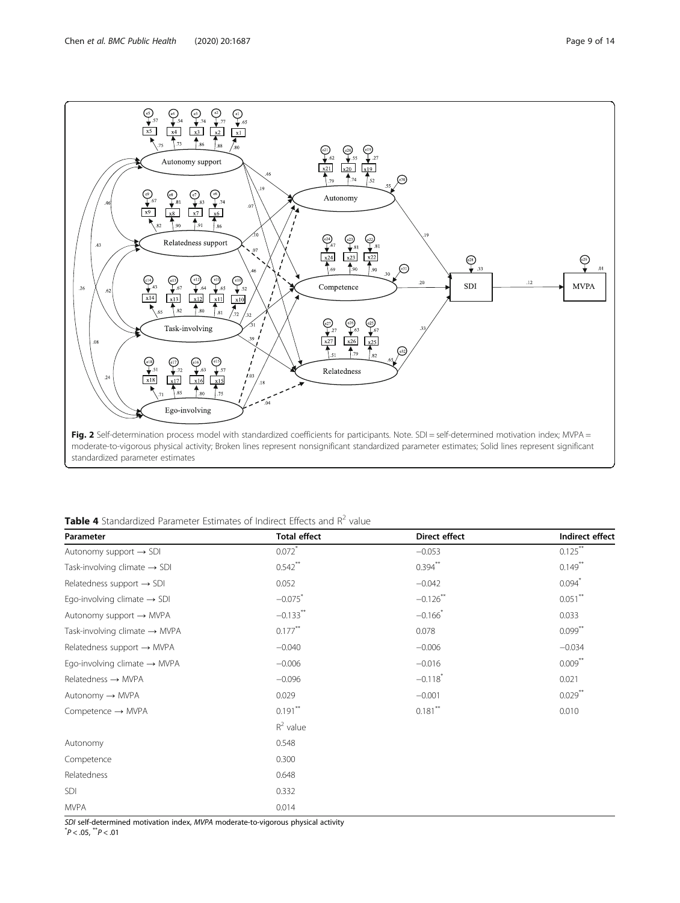**Fig. 2** Self-determination process model with standardized coefficients for participants. Note. SDI = self-determined motivation index; MVPA = moderate-to-vigorous physical activity; Broken lines represent nonsignificant standardized parameter estimates; Solid lines represent significant standardized parameter estimates

**Table 4** Standardized Parameter Estimates of Indirect Effects and $R^2$ value

| Parameter | Total effect | Direct effect | Indirect effect |
|---|---|---|---|
| Autonomy support → SDI | 0.072* | −0.053 | 0.125** |
| Task-involving climate → SDI | 0.542** | 0.394** | 0.149** |
| Relatedness support → SDI | 0.052 | −0.042 | 0.094* |
| Ego-involving climate → SDI | −0.075* | −0.126** | 0.051** |
| Autonomy support → MVPA | −0.133** | −0.166* | 0.033 |
| Task-involving climate → MVPA | 0.177** | 0.078 | 0.099** |
| Relatedness support → MVPA | −0.040 | −0.006 | −0.034 |
| Ego-involving climate → MVPA | −0.006 | −0.016 | 0.009** |
| Relatedness → MVPA | −0.096 | −0.118* | 0.021 |
| Autonomy → MVPA | 0.029 | −0.001 | 0.029** |
| Competence → MVPA | 0.191** | 0.181** | 0.010 |
| | $R^2$ value | | |
| Autonomy | 0.548 | | |
| Competence | 0.300 | | |
| Relatedness | 0.648 | | |
| SDI | 0.332 | | |
| MVPA | 0.014 | | |

*SDI* self-determined motivation index, *MVPA* moderate-to-vigorous physical activity

*$P < .05$, **$P < .01$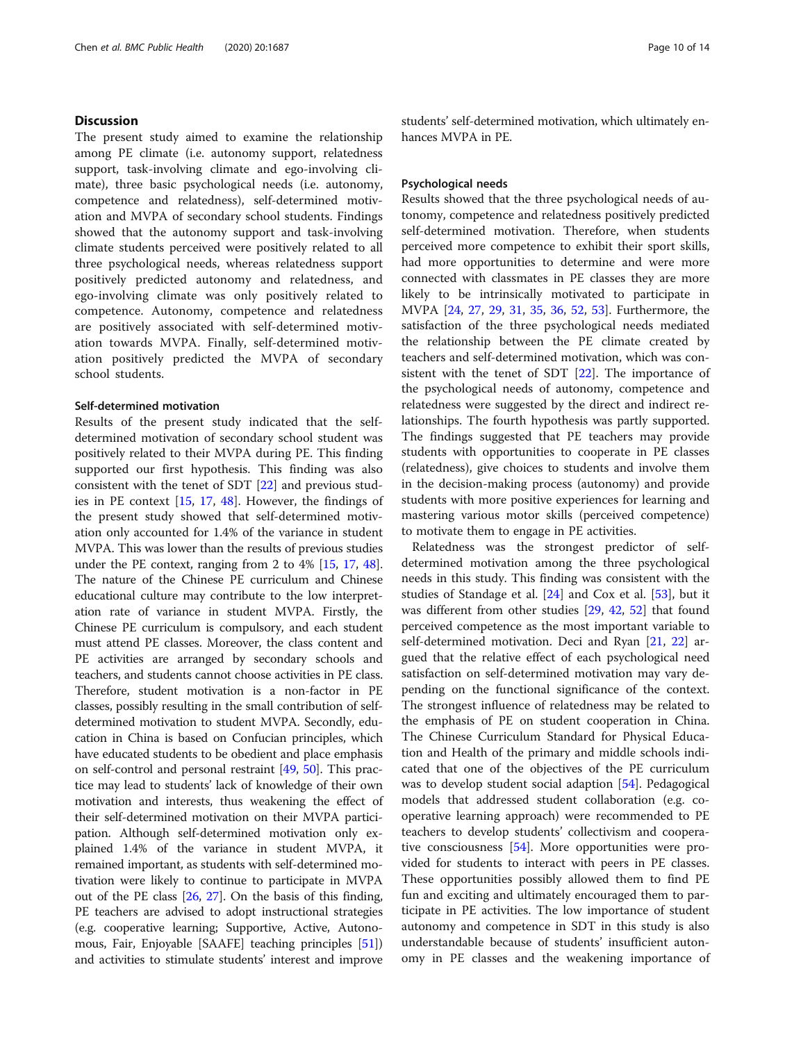## Discussion

The present study aimed to examine the relationship among PE climate (i.e. autonomy support, relatedness support, task-involving climate and ego-involving climate), three basic psychological needs (i.e. autonomy, competence and relatedness), self-determined motivation and MVPA of secondary school students. Findings showed that the autonomy support and task-involving climate students perceived were positively related to all three psychological needs, whereas relatedness support positively predicted autonomy and relatedness, and ego-involving climate was only positively related to competence. Autonomy, competence and relatedness are positively associated with self-determined motivation towards MVPA. Finally, self-determined motivation positively predicted the MVPA of secondary school students.

### Self-determined motivation

Results of the present study indicated that the self-determined motivation of secondary school student was positively related to their MVPA during PE. This finding supported our first hypothesis. This finding was also consistent with the tenet of SDT [22] and previous studies in PE context [15, 17, 48]. However, the findings of the present study showed that self-determined motivation only accounted for 1.4% of the variance in student MVPA. This was lower than the results of previous studies under the PE context, ranging from 2 to 4% [15, 17, 48]. The nature of the Chinese PE curriculum and Chinese educational culture may contribute to the low interpretation rate of variance in student MVPA. Firstly, the Chinese PE curriculum is compulsory, and each student must attend PE classes. Moreover, the class content and PE activities are arranged by secondary schools and teachers, and students cannot choose activities in PE class. Therefore, student motivation is a non-factor in PE classes, possibly resulting in the small contribution of self-determined motivation to student MVPA. Secondly, education in China is based on Confucian principles, which have educated students to be obedient and place emphasis on self-control and personal restraint [49, 50]. This practice may lead to students' lack of knowledge of their own motivation and interests, thus weakening the effect of their self-determined motivation on their MVPA participation. Although self-determined motivation only explained 1.4% of the variance in student MVPA, it remained important, as students with self-determined motivation were likely to continue to participate in MVPA out of the PE class [26, 27]. On the basis of this finding, PE teachers are advised to adopt instructional strategies (e.g. cooperative learning; Supportive, Active, Autonomous, Fair, Enjoyable [SAAFE] teaching principles [51]) and activities to stimulate students' interest and improve students' self-determined motivation, which ultimately enhances MVPA in PE.

### Psychological needs

Results showed that the three psychological needs of autonomy, competence and relatedness positively predicted self-determined motivation. Therefore, when students perceived more competence to exhibit their sport skills, had more opportunities to determine and were more connected with classmates in PE classes they are more likely to be intrinsically motivated to participate in MVPA [24, 27, 29, 31, 35, 36, 52, 53]. Furthermore, the satisfaction of the three psychological needs mediated the relationship between the PE climate created by teachers and self-determined motivation, which was consistent with the tenet of SDT [22]. The importance of the psychological needs of autonomy, competence and relatedness were suggested by the direct and indirect relationships. The fourth hypothesis was partly supported. The findings suggested that PE teachers may provide students with opportunities to cooperate in PE classes (relatedness), give choices to students and involve them in the decision-making process (autonomy) and provide students with more positive experiences for learning and mastering various motor skills (perceived competence) to motivate them to engage in PE activities.

Relatedness was the strongest predictor of self-determined motivation among the three psychological needs in this study. This finding was consistent with the studies of Standage et al. [24] and Cox et al. [53], but it was different from other studies [29, 42, 52] that found perceived competence as the most important variable to self-determined motivation. Deci and Ryan [21, 22] argued that the relative effect of each psychological need satisfaction on self-determined motivation may vary depending on the functional significance of the context. The strongest influence of relatedness may be related to the emphasis of PE on student cooperation in China. The Chinese Curriculum Standard for Physical Education and Health of the primary and middle schools indicated that one of the objectives of the PE curriculum was to develop student social adaption [54]. Pedagogical models that addressed student collaboration (e.g. cooperative learning approach) were recommended to PE teachers to develop students' collectivism and cooperative consciousness [54]. More opportunities were provided for students to interact with peers in PE classes. These opportunities possibly allowed them to find PE fun and exciting and ultimately encouraged them to participate in PE activities. The low importance of student autonomy and competence in SDT in this study is also understandable because of students' insufficient autonomy in PE classes and the weakening importance of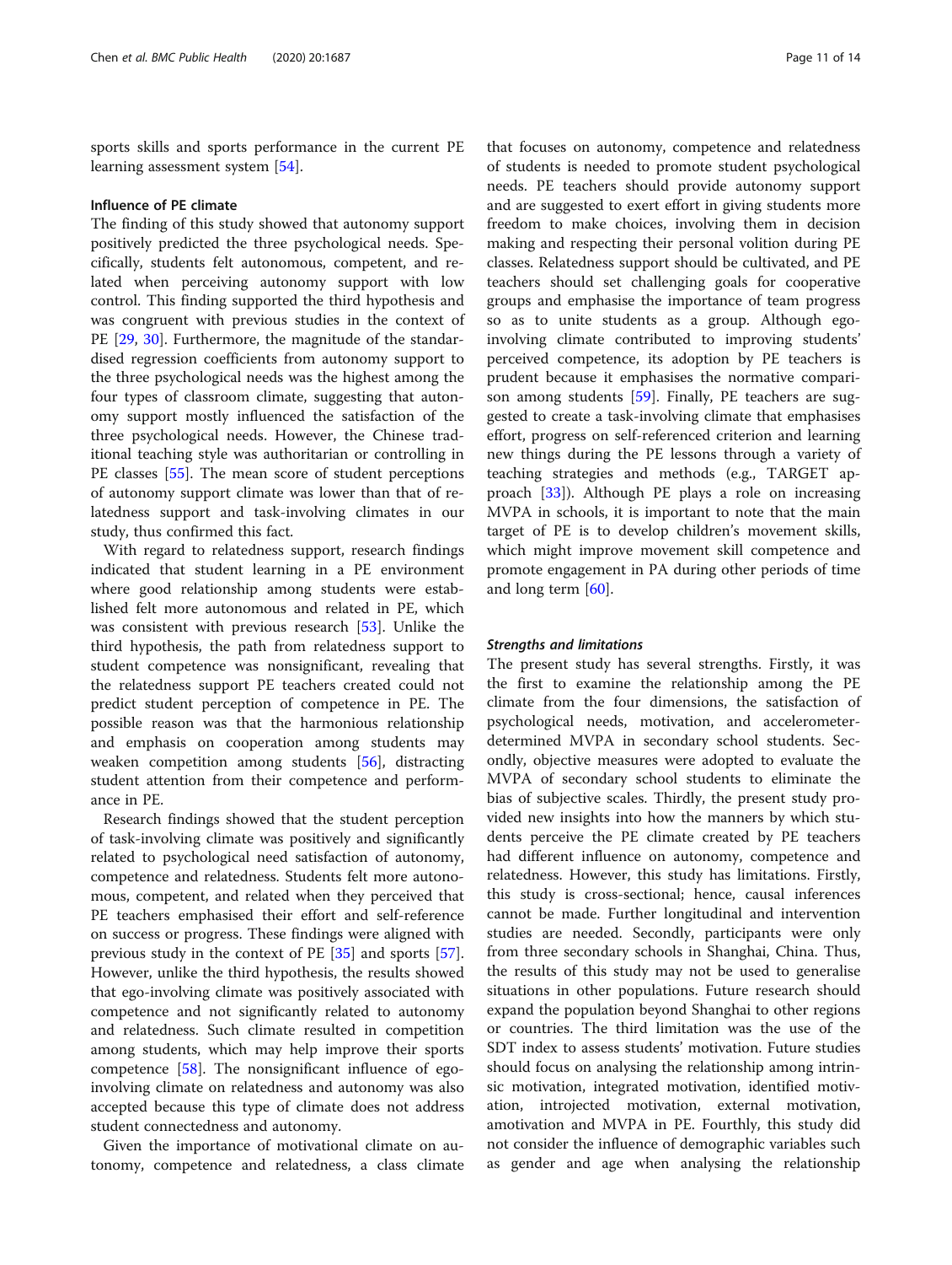sports skills and sports performance in the current PE learning assessment system [54].

### Influence of PE climate

The finding of this study showed that autonomy support positively predicted the three psychological needs. Specifically, students felt autonomous, competent, and related when perceiving autonomy support with low control. This finding supported the third hypothesis and was congruent with previous studies in the context of PE [29, 30]. Furthermore, the magnitude of the standardised regression coefficients from autonomy support to the three psychological needs was the highest among the four types of classroom climate, suggesting that autonomy support mostly influenced the satisfaction of the three psychological needs. However, the Chinese traditional teaching style was authoritarian or controlling in PE classes [55]. The mean score of student perceptions of autonomy support climate was lower than that of relatedness support and task-involving climates in our study, thus confirmed this fact.

With regard to relatedness support, research findings indicated that student learning in a PE environment where good relationship among students were established felt more autonomous and related in PE, which was consistent with previous research [53]. Unlike the third hypothesis, the path from relatedness support to student competence was nonsignificant, revealing that the relatedness support PE teachers created could not predict student perception of competence in PE. The possible reason was that the harmonious relationship and emphasis on cooperation among students may weaken competition among students [56], distracting student attention from their competence and performance in PE.

Research findings showed that the student perception of task-involving climate was positively and significantly related to psychological need satisfaction of autonomy, competence and relatedness. Students felt more autonomous, competent, and related when they perceived that PE teachers emphasised their effort and self-reference on success or progress. These findings were aligned with previous study in the context of PE [35] and sports [57]. However, unlike the third hypothesis, the results showed that ego-involving climate was positively associated with competence and not significantly related to autonomy and relatedness. Such climate resulted in competition among students, which may help improve their sports competence [58]. The nonsignificant influence of ego-involving climate on relatedness and autonomy was also accepted because this type of climate does not address student connectedness and autonomy.

Given the importance of motivational climate on autonomy, competence and relatedness, a class climate that focuses on autonomy, competence and relatedness of students is needed to promote student psychological needs. PE teachers should provide autonomy support and are suggested to exert effort in giving students more freedom to make choices, involving them in decision making and respecting their personal volition during PE classes. Relatedness support should be cultivated, and PE teachers should set challenging goals for cooperative groups and emphasise the importance of team progress so as to unite students as a group. Although ego-involving climate contributed to improving students' perceived competence, its adoption by PE teachers is prudent because it emphasises the normative comparison among students [59]. Finally, PE teachers are suggested to create a task-involving climate that emphasises effort, progress on self-referenced criterion and learning new things during the PE lessons through a variety of teaching strategies and methods (e.g., TARGET approach [33]). Although PE plays a role on increasing MVPA in schools, it is important to note that the main target of PE is to develop children's movement skills, which might improve movement skill competence and promote engagement in PA during other periods of time and long term [60].

### *Strengths and limitations*

The present study has several strengths. Firstly, it was the first to examine the relationship among the PE climate from the four dimensions, the satisfaction of psychological needs, motivation, and accelerometer-determined MVPA in secondary school students. Secondly, objective measures were adopted to evaluate the MVPA of secondary school students to eliminate the bias of subjective scales. Thirdly, the present study provided new insights into how the manners by which students perceive the PE climate created by PE teachers had different influence on autonomy, competence and relatedness. However, this study has limitations. Firstly, this study is cross-sectional; hence, causal inferences cannot be made. Further longitudinal and intervention studies are needed. Secondly, participants were only from three secondary schools in Shanghai, China. Thus, the results of this study may not be used to generalise situations in other populations. Future research should expand the population beyond Shanghai to other regions or countries. The third limitation was the use of the SDT index to assess students' motivation. Future studies should focus on analysing the relationship among intrinsic motivation, integrated motivation, identified motivation, introjected motivation, external motivation, amotivation and MVPA in PE. Fourthly, this study did not consider the influence of demographic variables such as gender and age when analysing the relationship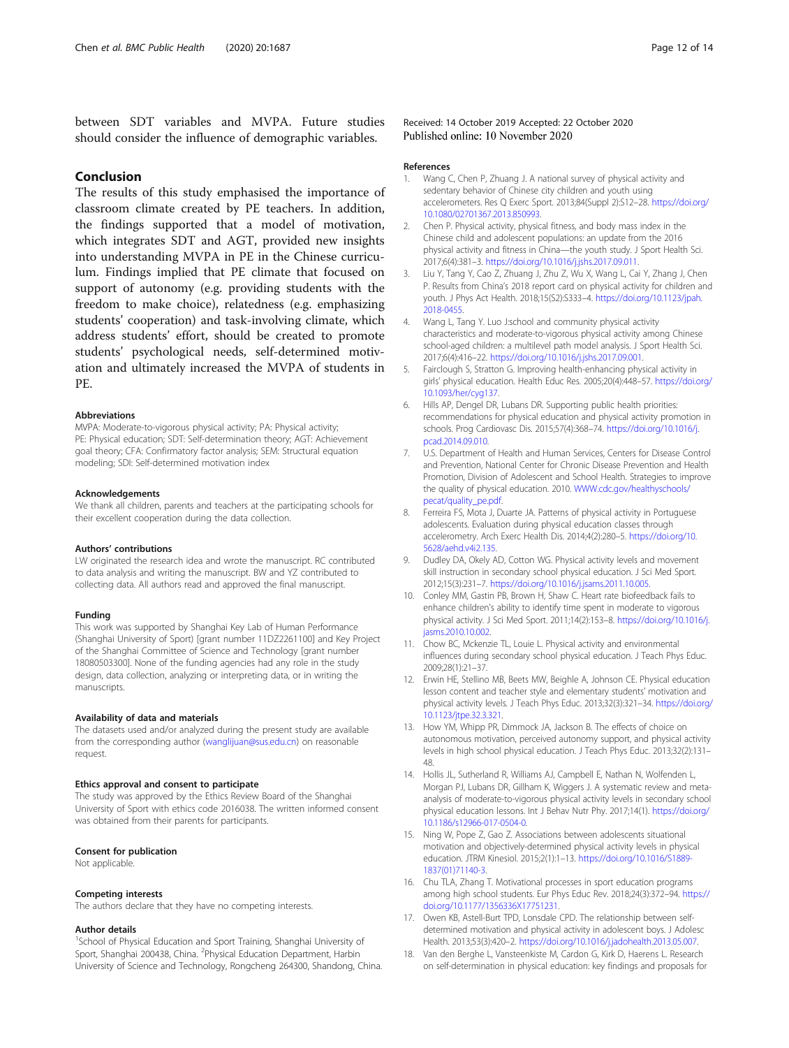between SDT variables and MVPA. Future studies should consider the influence of demographic variables.

## Conclusion

The results of this study emphasised the importance of classroom climate created by PE teachers. In addition, the findings supported that a model of motivation, which integrates SDT and AGT, provided new insights into understanding MVPA in PE in the Chinese curriculum. Findings implied that PE climate that focused on support of autonomy (e.g. providing students with the freedom to make choice), relatedness (e.g. emphasizing students' cooperation) and task-involving climate, which address students' effort, should be created to promote students' psychological needs, self-determined motivation and ultimately increased the MVPA of students in PE.

#### Abbreviations

MVPA: Moderate-to-vigorous physical activity; PA: Physical activity; PE: Physical education; SDT: Self-determination theory; AGT: Achievement goal theory; CFA: Confirmatory factor analysis; SEM: Structural equation modeling; SDI: Self-determined motivation index

#### Acknowledgements

We thank all children, parents and teachers at the participating schools for their excellent cooperation during the data collection.

#### Authors' contributions

LW originated the research idea and wrote the manuscript. RC contributed to data analysis and writing the manuscript. BW and YZ contributed to collecting data. All authors read and approved the final manuscript.

#### Funding

This work was supported by Shanghai Key Lab of Human Performance (Shanghai University of Sport) [grant number 11DZ2261100] and Key Project of the Shanghai Committee of Science and Technology [grant number 18080503300]. None of the funding agencies had any role in the study design, data collection, analyzing or interpreting data, or in writing the manuscripts.

#### Availability of data and materials

The datasets used and/or analyzed during the present study are available from the corresponding author (wanglijuan@sus.edu.cn) on reasonable request.

#### Ethics approval and consent to participate

The study was approved by the Ethics Review Board of the Shanghai University of Sport with ethics code 2016038. The written informed consent was obtained from their parents for participants.

#### Consent for publication

Not applicable.

#### Competing interests

The authors declare that they have no competing interests.

#### Author details

[1]School of Physical Education and Sport Training, Shanghai University of Sport, Shanghai 200438, China. [2]Physical Education Department, Harbin University of Science and Technology, Rongcheng 264300, Shandong, China.

Received: 14 October 2019 Accepted: 22 October 2020
Published online: 10 November 2020

#### References

1. Wang C, Chen P, Zhuang J. A national survey of physical activity and sedentary behavior of Chinese city children and youth using accelerometers. Res Q Exerc Sport. 2013;84(Suppl 2):S12–28. https://doi.org/10.1080/02701367.2013.850993.
2. Chen P. Physical activity, physical fitness, and body mass index in the Chinese child and adolescent populations: an update from the 2016 physical activity and fitness in China—the youth study. J Sport Health Sci. 2017;6(4):381–3. https://doi.org/10.1016/j.jshs.2017.09.011.
3. Liu Y, Tang Y, Cao Z, Zhuang J, Zhu Z, Wu X, Wang L, Cai Y, Zhang J, Chen P. Results from China's 2018 report card on physical activity for children and youth. J Phys Act Health. 2018;15(S2):S333–4. https://doi.org/10.1123/jpah.2018-0455.
4. Wang L, Tang Y. Luo J:school and community physical activity characteristics and moderate-to-vigorous physical activity among Chinese school-aged children: a multilevel path model analysis. J Sport Health Sci. 2017;6(4):416–22. https://doi.org/10.1016/j.jshs.2017.09.001.
5. Fairclough S, Stratton G. Improving health-enhancing physical activity in girls' physical education. Health Educ Res. 2005;20(4):448–57. https://doi.org/10.1093/her/cyg137.
6. Hills AP, Dengel DR, Lubans DR. Supporting public health priorities: recommendations for physical education and physical activity promotion in schools. Prog Cardiovasc Dis. 2015;57(4):368–74. https://doi.org/10.1016/j.pcad.2014.09.010.
7. U.S. Department of Health and Human Services, Centers for Disease Control and Prevention, National Center for Chronic Disease Prevention and Health Promotion, Division of Adolescent and School Health. Strategies to improve the quality of physical education. 2010. WWW.cdc.gov/healthyschools/pecat/quality_pe.pdf.
8. Ferreira FS, Mota J, Duarte JA. Patterns of physical activity in Portuguese adolescents. Evaluation during physical education classes through accelerometry. Arch Exerc Health Dis. 2014;4(2):280–5. https://doi.org/10.5628/aehd.v4i2.135.
9. Dudley DA, Okely AD, Cotton WG. Physical activity levels and movement skill instruction in secondary school physical education. J Sci Med Sport. 2012;15(3):231–7. https://doi.org/10.1016/j.jsams.2011.10.005.
10. Conley MM, Gastin PB, Brown H, Shaw C. Heart rate biofeedback fails to enhance children's ability to identify time spent in moderate to vigorous physical activity. J Sci Med Sport. 2011;14(2):153–8. https://doi.org/10.1016/j.jsams.2010.10.002.
11. Chow BC, Mckenzie TL, Louie L. Physical activity and environmental influences during secondary school physical education. J Teach Phys Educ. 2009;28(1):21–37.
12. Erwin HE, Stellino MB, Beets MW, Beighle A, Johnson CE. Physical education lesson content and teacher style and elementary students' motivation and physical activity levels. J Teach Phys Educ. 2013;32(3):321–34. https://doi.org/10.1123/jtpe.32.3.321.
13. How YM, Whipp PR, Dimmock JA, Jackson B. The effects of choice on autonomous motivation, perceived autonomy support, and physical activity levels in high school physical education. J Teach Phys Educ. 2013;32(2):131–48.
14. Hollis JL, Sutherland R, Williams AJ, Campbell E, Nathan N, Wolfenden L, Morgan PJ, Lubans DR, Gillham K, Wiggers J. A systematic review and meta-analysis of moderate-to-vigorous physical activity levels in secondary school physical education lessons. Int J Behav Nutr Phy. 2017;14(1). https://doi.org/10.1186/s12966-017-0504-0.
15. Ning W, Pope Z, Gao Z. Associations between adolescents situational motivation and objectively-determined physical activity levels in physical education. JTRM Kinesiol. 2015;2(1):1–13. https://doi.org/10.1016/S1889-1837(01)71140-3.
16. Chu TLA, Zhang T. Motivational processes in sport education programs among high school students. Eur Phys Educ Rev. 2018;24(3):372–94. https://doi.org/10.1177/1356336X17751231.
17. Owen KB, Astell-Burt TPD, Lonsdale CPD. The relationship between self-determined motivation and physical activity in adolescent boys. J Adolesc Health. 2013;53(3):420–2. https://doi.org/10.1016/j.jadohealth.2013.05.007.
18. Van den Berghe L, Vansteenkiste M, Cardon G, Kirk D, Haerens L. Research on self-determination in physical education: key findings and proposals for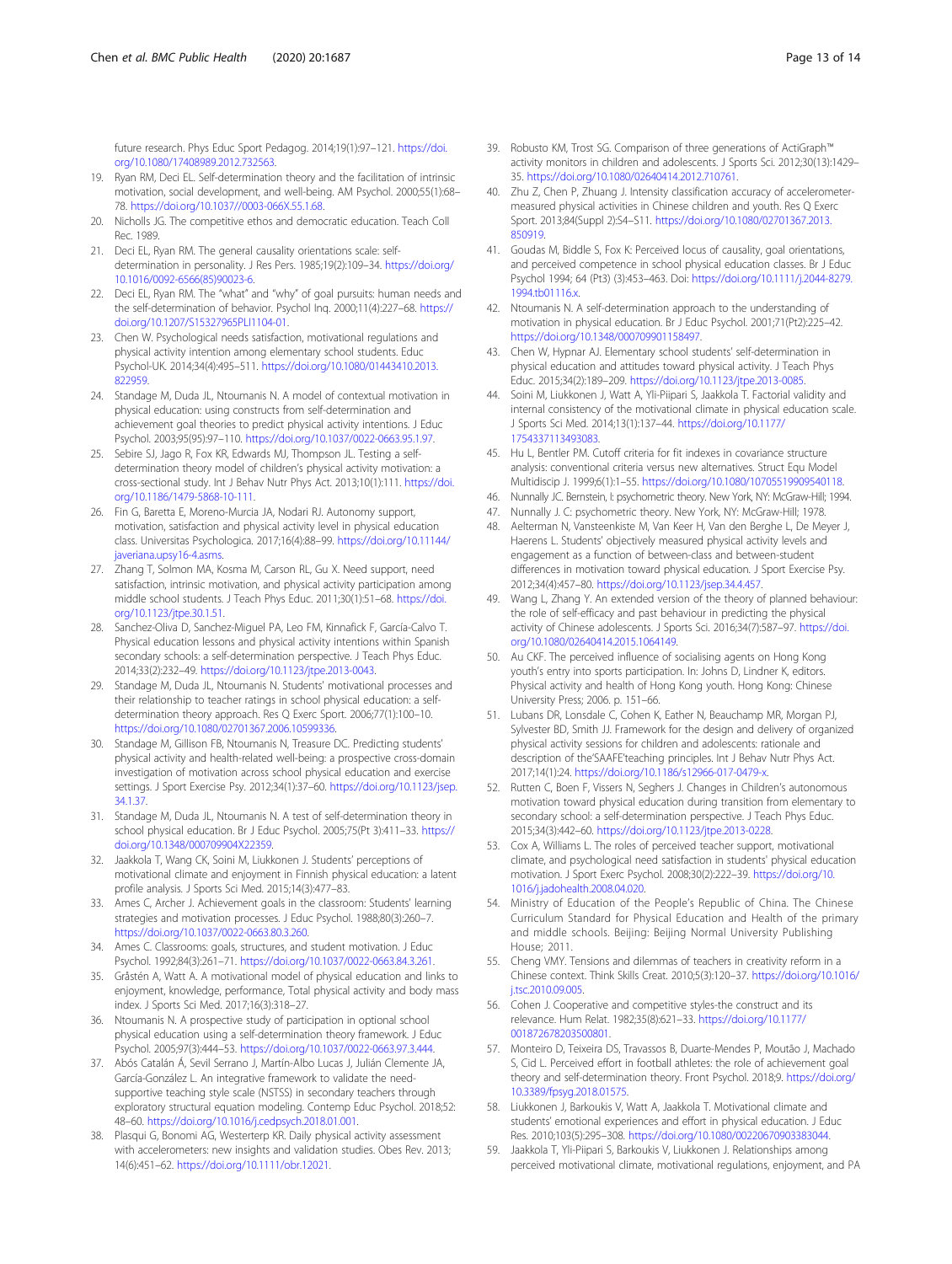future research. Phys Educ Sport Pedagog. 2014;19(1):97–121. https://doi.org/10.1080/17408989.2012.732563.

19. Ryan RM, Deci EL. Self-determination theory and the facilitation of intrinsic motivation, social development, and well-being. AM Psychol. 2000;55(1):68–78. https://doi.org/10.1037//0003-066X.55.1.68.
20. Nicholls JG. The competitive ethos and democratic education. Teach Coll Rec. 1989.
21. Deci EL, Ryan RM. The general causality orientations scale: self-determination in personality. J Res Pers. 1985;19(2):109–34. https://doi.org/10.1016/0092-6566(85)90023-6.
22. Deci EL, Ryan RM. The "what" and "why" of goal pursuits: human needs and the self-determination of behavior. Psychol Inq. 2000;11(4):227–68. https://doi.org/10.1207/S15327965PLI1104-01.
23. Chen W. Psychological needs satisfaction, motivational regulations and physical activity intention among elementary school students. Educ Psychol-UK. 2014;34(4):495–511. https://doi.org/10.1080/01443410.2013.822959.
24. Standage M, Duda JL, Ntoumanis N. A model of contextual motivation in physical education: using constructs from self-determination and achievement goal theories to predict physical activity intentions. J Educ Psychol. 2003;95(95):97–110. https://doi.org/10.1037/0022-0663.95.1.97.
25. Sebire SJ, Jago R, Fox KR, Edwards MJ, Thompson JL. Testing a self-determination theory model of children's physical activity motivation: a cross-sectional study. Int J Behav Nutr Phys Act. 2013;10(1):111. https://doi.org/10.1186/1479-5868-10-111.
26. Fin G, Baretta E, Moreno-Murcia JA, Nodari RJ. Autonomy support, motivation, satisfaction and physical activity level in physical education class. Universitas Psychologica. 2017;16(4):88–99. https://doi.org/10.11144/javeriana.upsy16-4.asms.
27. Zhang T, Solmon MA, Kosma M, Carson RL, Gu X. Need support, need satisfaction, intrinsic motivation, and physical activity participation among middle school students. J Teach Phys Educ. 2011;30(1):51–68. https://doi.org/10.1123/jtpe.30.1.51.
28. Sanchez-Oliva D, Sanchez-Miguel PA, Leo FM, Kinnafick F, García-Calvo T. Physical education lessons and physical activity intentions within Spanish secondary schools: a self-determination perspective. J Teach Phys Educ. 2014;33(2):232–49. https://doi.org/10.1123/jtpe.2013-0043.
29. Standage M, Duda JL, Ntoumanis N. Students' motivational processes and their relationship to teacher ratings in school physical education: a self-determination theory approach. Res Q Exerc Sport. 2006;77(1):100–10. https://doi.org/10.1080/02701367.2006.10599336.
30. Standage M, Gillison FB, Ntoumanis N, Treasure DC. Predicting students' physical activity and health-related well-being: a prospective cross-domain investigation of motivation across school physical education and exercise settings. J Sport Exercise Psy. 2012;34(1):37–60. https://doi.org/10.1123/jsep.34.1.37.
31. Standage M, Duda JL, Ntoumanis N. A test of self-determination theory in school physical education. Br J Educ Psychol. 2005;75(Pt 3):411–33. https://doi.org/10.1348/000709904X22359.
32. Jaakkola T, Wang CK, Soini M, Liukkonen J. Students' perceptions of motivational climate and enjoyment in Finnish physical education: a latent profile analysis. J Sports Sci Med. 2015;14(3):477–83.
33. Ames C, Archer J. Achievement goals in the classroom: Students' learning strategies and motivation processes. J Educ Psychol. 1988;80(3):260–7. https://doi.org/10.1037/0022-0663.80.3.260.
34. Ames C. Classrooms: goals, structures, and student motivation. J Educ Psychol. 1992;84(3):261–71. https://doi.org/10.1037/0022-0663.84.3.261.
35. Gråstén A, Watt A. A motivational model of physical education and links to enjoyment, knowledge, performance, Total physical activity and body mass index. J Sports Sci Med. 2017;16(3):318–27.
36. Ntoumanis N. A prospective study of participation in optional school physical education using a self-determination theory framework. J Educ Psychol. 2005;97(3):444–53. https://doi.org/10.1037/0022-0663.97.3.444.
37. Abós Catalán Á, Sevil Serrano J, Martín-Albo Lucas J, Julián Clemente JA, García-González L. An integrative framework to validate the need-supportive teaching style scale (NSTSS) in secondary teachers through exploratory structural equation modeling. Contemp Educ Psychol. 2018;52:48–60. https://doi.org/10.1016/j.cedpsych.2018.01.001.
38. Plasqui G, Bonomi AG, Westerterp KR. Daily physical activity assessment with accelerometers: new insights and validation studies. Obes Rev. 2013;14(6):451–62. https://doi.org/10.1111/obr.12021.
39. Robusto KM, Trost SG. Comparison of three generations of ActiGraph™ activity monitors in children and adolescents. J Sports Sci. 2012;30(13):1429–35. https://doi.org/10.1080/02640414.2012.710761.
40. Zhu Z, Chen P, Zhuang J. Intensity classification accuracy of accelerometer-measured physical activities in Chinese children and youth. Res Q Exerc Sport. 2013;84(Suppl 2):S4–S11. https://doi.org/10.1080/02701367.2013.850919.
41. Goudas M, Biddle S, Fox K: Perceived locus of causality, goal orientations, and perceived competence in school physical education classes. Br J Educ Psychol 1994; 64 (Pt3) (3):453–463. Doi: https://doi.org/10.1111/j.2044-8279.1994.tb01116.x.
42. Ntoumanis N. A self-determination approach to the understanding of motivation in physical education. Br J Educ Psychol. 2001;71(Pt2):225–42. https://doi.org/10.1348/000709901158497.
43. Chen W, Hypnar AJ. Elementary school students' self-determination in physical education and attitudes toward physical activity. J Teach Phys Educ. 2015;34(2):189–209. https://doi.org/10.1123/jtpe.2013-0085.
44. Soini M, Liukkonen J, Watt A, Yli-Piipari S, Jaakkola T. Factorial validity and internal consistency of the motivational climate in physical education scale. J Sports Sci Med. 2014;13(1):137–44. https://doi.org/10.1177/1754337113493083.
45. Hu L, Bentler PM. Cutoff criteria for fit indexes in covariance structure analysis: conventional criteria versus new alternatives. Struct Equ Model Multidiscip J. 1999;6(1):1–55. https://doi.org/10.1080/10705519909540118.
46. Nunnally JC. Bernstein, I: psychometric theory. New York, NY: McGraw-Hill; 1994.
47. Nunnally J. C: psychometric theory. New York, NY: McGraw-Hill; 1978.
48. Aelterman N, Vansteenkiste M, Van Keer H, Van den Berghe L, De Meyer J, Haerens L. Students' objectively measured physical activity levels and engagement as a function of between-class and between-student differences in motivation toward physical education. J Sport Exercise Psy. 2012;34(4):457–80. https://doi.org/10.1123/jsep.34.4.457.
49. Wang L, Zhang Y. An extended version of the theory of planned behaviour: the role of self-efficacy and past behaviour in predicting the physical activity of Chinese adolescents. J Sports Sci. 2016;34(7):587–97. https://doi.org/10.1080/02640414.2015.1064149.
50. Au CKF. The perceived influence of socialising agents on Hong Kong youth's entry into sports participation. In: Johns D, Lindner K, editors. Physical activity and health of Hong Kong youth. Hong Kong: Chinese University Press; 2006. p. 151–66.
51. Lubans DR, Lonsdale C, Cohen K, Eather N, Beauchamp MR, Morgan PJ, Sylvester BD, Smith JJ. Framework for the design and delivery of organized physical activity sessions for children and adolescents: rationale and description of the'SAAFE'teaching principles. Int J Behav Nutr Phys Act. 2017;14(1):24. https://doi.org/10.1186/s12966-017-0479-x.
52. Rutten C, Boen F, Vissers N, Seghers J. Changes in Children's autonomous motivation toward physical education during transition from elementary to secondary school: a self-determination perspective. J Teach Phys Educ. 2015;34(3):442–60. https://doi.org/10.1123/jtpe.2013-0228.
53. Cox A, Williams L. The roles of perceived teacher support, motivational climate, and psychological need satisfaction in students' physical education motivation. J Sport Exerc Psychol. 2008;30(2):222–39. https://doi.org/10.1016/j.jadohealth.2008.04.020.
54. Ministry of Education of the People's Republic of China. The Chinese Curriculum Standard for Physical Education and Health of the primary and middle schools. Beijing: Beijing Normal University Publishing House; 2011.
55. Cheng VMY. Tensions and dilemmas of teachers in creativity reform in a Chinese context. Think Skills Creat. 2010;5(3):120–37. https://doi.org/10.1016/j.tsc.2010.09.005.
56. Cohen J. Cooperative and competitive styles-the construct and its relevance. Hum Relat. 1982;35(8):621–33. https://doi.org/10.1177/001872678203500801.
57. Monteiro D, Teixeira DS, Travassos B, Duarte-Mendes P, Moutão J, Machado S, Cid L. Perceived effort in football athletes: the role of achievement goal theory and self-determination theory. Front Psychol. 2018;9. https://doi.org/10.3389/fpsyg.2018.01575.
58. Liukkonen J, Barkoukis V, Watt A, Jaakkola T. Motivational climate and students' emotional experiences and effort in physical education. J Educ Res. 2010;103(5):295–308. https://doi.org/10.1080/00220670903383044.
59. Jaakkola T, Yli-Piipari S, Barkoukis V, Liukkonen J. Relationships among perceived motivational climate, motivational regulations, enjoyment, and PA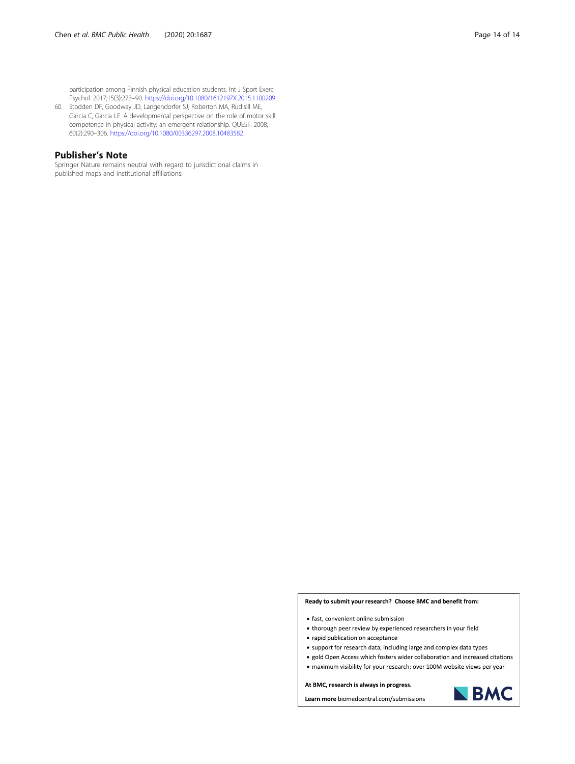participation among Finnish physical education students. Int J Sport Exerc Psychol. 2017;15(3):273–90. https://doi.org/10.1080/1612197X.2015.1100209.

60. Stodden DF, Goodway JD, Langendorfer SJ, Roberton MA, Rudisill ME, Garcia C, Garcia LE. A developmental perspective on the role of motor skill competence in physical activity: an emergent relationship. QUEST. 2008; 60(2):290–306. https://doi.org/10.1080/00336297.2008.10483582.

## Publisher's Note

Springer Nature remains neutral with regard to jurisdictional claims in published maps and institutional affiliations.

**Ready to submit your research? Choose BMC and benefit from:**

- fast, convenient online submission
- thorough peer review by experienced researchers in your field
- rapid publication on acceptance
- support for research data, including large and complex data types
- gold Open Access which fosters wider collaboration and increased citations
- maximum visibility for your research: over 100M website views per year

**At BMC, research is always in progress.**

**Learn more** biomedcentral.com/submissions

BMC